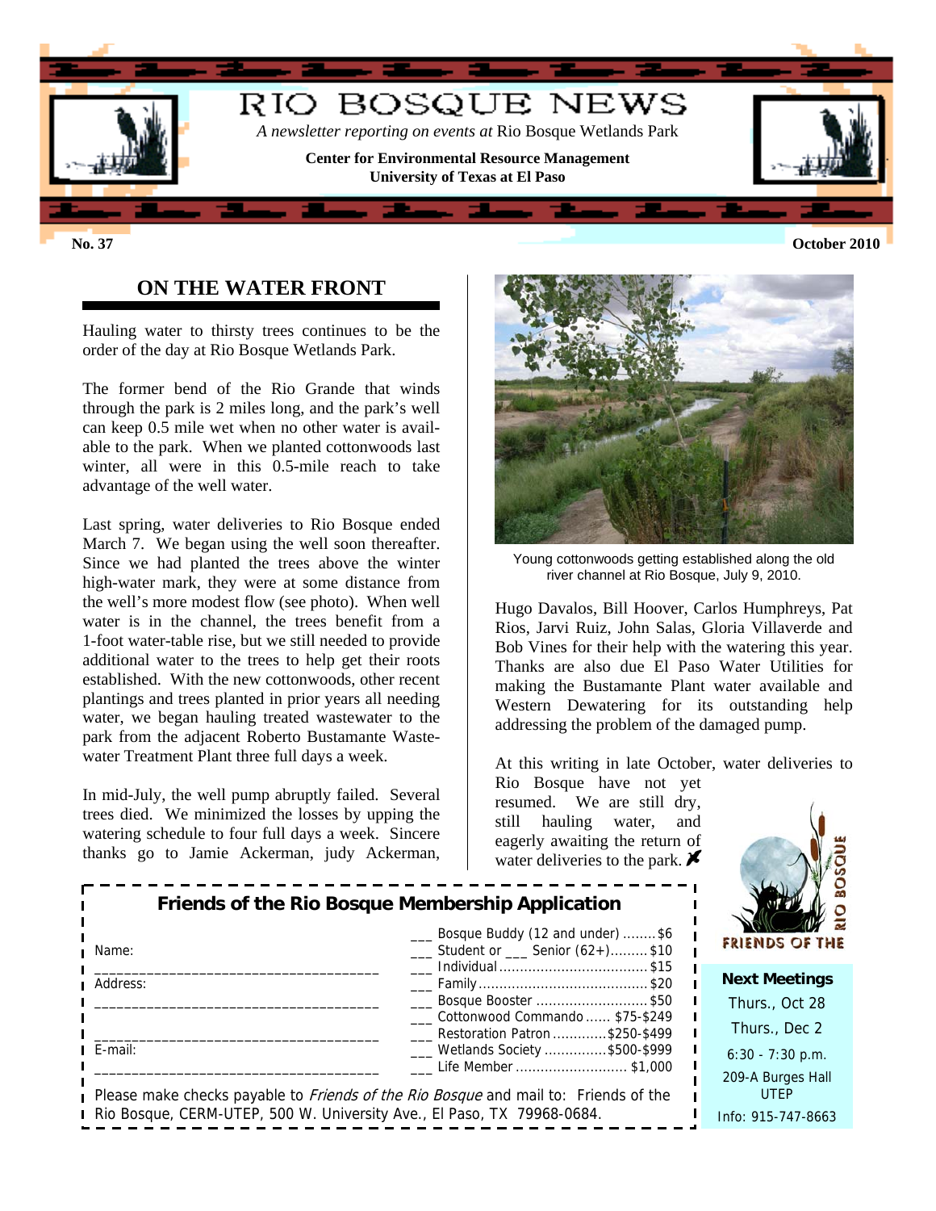# RIO BOSQUE NEWS

*A newsletter reporting on events at* Rio Bosque Wetlands Park

**Center for Environmental Resource Management**
**University of Texas at El Paso**

**No. 37** **October 2010**

## ON THE WATER FRONT

Hauling water to thirsty trees continues to be the order of the day at Rio Bosque Wetlands Park.

The former bend of the Rio Grande that winds through the park is 2 miles long, and the park's well can keep 0.5 mile wet when no other water is available to the park. When we planted cottonwoods last winter, all were in this 0.5-mile reach to take advantage of the well water.

Last spring, water deliveries to Rio Bosque ended March 7. We began using the well soon thereafter. Since we had planted the trees above the winter high-water mark, they were at some distance from the well's more modest flow (see photo). When well water is in the channel, the trees benefit from a 1-foot water-table rise, but we still needed to provide additional water to the trees to help get their roots established. With the new cottonwoods, other recent plantings and trees planted in prior years all needing water, we began hauling treated wastewater to the park from the adjacent Roberto Bustamante Wastewater Treatment Plant three full days a week.

In mid-July, the well pump abruptly failed. Several trees died. We minimized the losses by upping the watering schedule to four full days a week. Sincere thanks go to Jamie Ackerman, judy Ackerman, Hugo Davalos, Bill Hoover, Carlos Humphreys, Pat Rios, Jarvi Ruiz, John Salas, Gloria Villaverde and Bob Vines for their help with the watering this year. Thanks are also due El Paso Water Utilities for making the Bustamante Plant water available and Western Dewatering for its outstanding help addressing the problem of the damaged pump.

Young cottonwoods getting established along the old river channel at Rio Bosque, July 9, 2010.

At this writing in late October, water deliveries to Rio Bosque have not yet resumed. We are still dry, still hauling water, and eagerly awaiting the return of water deliveries to the park.

### Friends of the Rio Bosque Membership Application

Name: ___________________________________

Address: ___________________________________

___________________________________

E-mail: ___________________________________

- ___ Bosque Buddy (12 and under) ........ $6
- ___ Student or ___ Senior (62+)......... $10
- ___ Individual ................................. $15
- ___ Family ....................................... $20
- ___ Bosque Booster .......................... $50
- ___ Cottonwood Commando ...... $75-$249
- ___ Restoration Patron ............ $250-$499
- ___ Wetlands Society .............. $500-$999
- ___ Life Member .......................... $1,000

Please make checks payable to *Friends of the Rio Bosque* and mail to: Friends of the Rio Bosque, CERM-UTEP, 500 W. University Ave., El Paso, TX 79968-0684.

FRIENDS OF THE RIO BOSQUE

**Next Meetings**

Thurs., Oct 28

Thurs., Dec 2

6:30 - 7:30 p.m.

209-A Burges Hall
UTEP

Info: 915-747-8663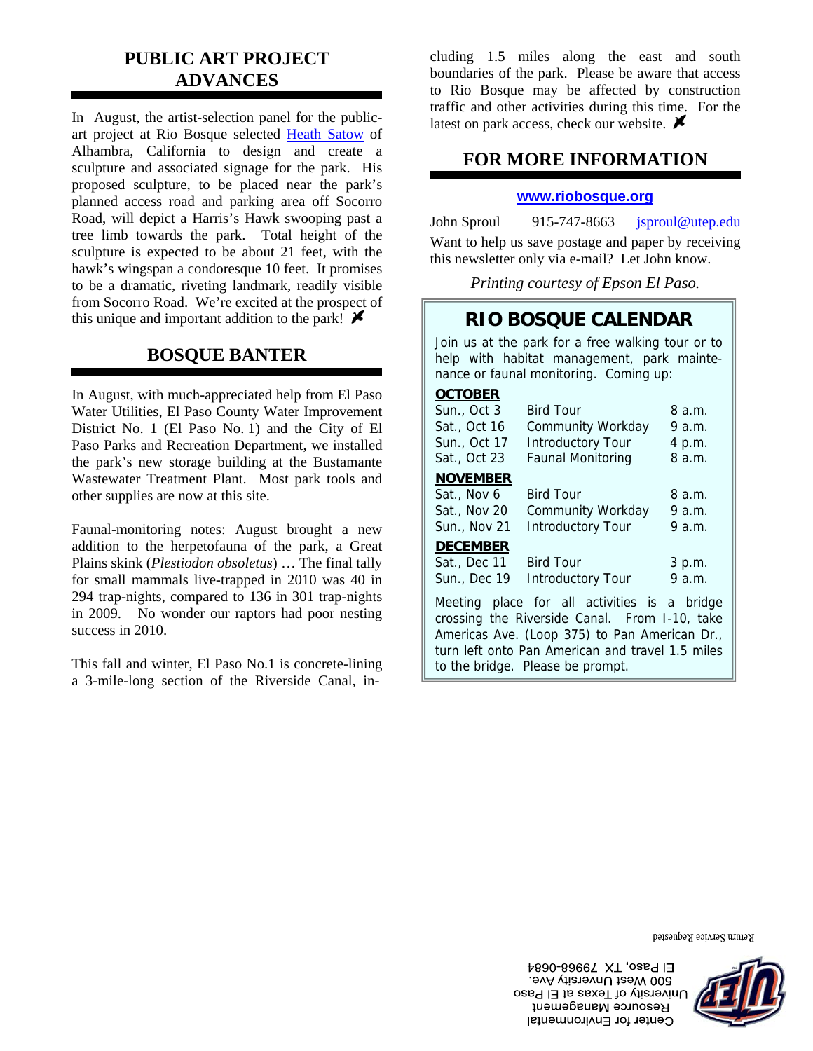## PUBLIC ART PROJECT ADVANCES

In August, the artist-selection panel for the public-art project at Rio Bosque selected Heath Satow of Alhambra, California to design and create a sculpture and associated signage for the park. His proposed sculpture, to be placed near the park's planned access road and parking area off Socorro Road, will depict a Harris's Hawk swooping past a tree limb towards the park. Total height of the sculpture is expected to be about 21 feet, with the hawk's wingspan a condoresque 10 feet. It promises to be a dramatic, riveting landmark, readily visible from Socorro Road. We're excited at the prospect of this unique and important addition to the park!

## BOSQUE BANTER

In August, with much-appreciated help from El Paso Water Utilities, El Paso County Water Improvement District No. 1 (El Paso No. 1) and the City of El Paso Parks and Recreation Department, we installed the park's new storage building at the Bustamante Wastewater Treatment Plant. Most park tools and other supplies are now at this site.

Faunal-monitoring notes: August brought a new addition to the herpetofauna of the park, a Great Plains skink (*Plestiodon obsoletus*) … The final tally for small mammals live-trapped in 2010 was 40 in 294 trap-nights, compared to 136 in 301 trap-nights in 2009. No wonder our raptors had poor nesting success in 2010.

This fall and winter, El Paso No.1 is concrete-lining a 3-mile-long section of the Riverside Canal, including 1.5 miles along the east and south boundaries of the park. Please be aware that access to Rio Bosque may be affected by construction traffic and other activities during this time. For the latest on park access, check our website.

## FOR MORE INFORMATION

**www.riobosque.org**

John Sproul 915-747-8663 jsproul@utep.edu

Want to help us save postage and paper by receiving this newsletter only via e-mail? Let John know.

*Printing courtesy of Epson El Paso.*

## RIO BOSQUE CALENDAR

Join us at the park for a free walking tour or to help with habitat management, park maintenance or faunal monitoring. Coming up:

| | | |
|---|---|---|
| **OCTOBER** | | |
| Sun., Oct 3 | Bird Tour | 8 a.m. |
| Sat., Oct 16 | Community Workday | 9 a.m. |
| Sun., Oct 17 | Introductory Tour | 4 p.m. |
| Sat., Oct 23 | Faunal Monitoring | 8 a.m. |
| **NOVEMBER** | | |
| Sat., Nov 6 | Bird Tour | 8 a.m. |
| Sat., Nov 20 | Community Workday | 9 a.m. |
| Sun., Nov 21 | Introductory Tour | 9 a.m. |
| **DECEMBER** | | |
| Sat., Dec 11 | Bird Tour | 3 p.m. |
| Sun., Dec 19 | Introductory Tour | 9 a.m. |

Meeting place for all activities is a bridge crossing the Riverside Canal. From I-10, take Americas Ave. (Loop 375) to Pan American Dr., turn left onto Pan American and travel 1.5 miles to the bridge. Please be prompt.

Center for Environmental Resource Management
University of Texas at El Paso
500 West University Ave.
El Paso, TX 79968-0684

Return Service Requested